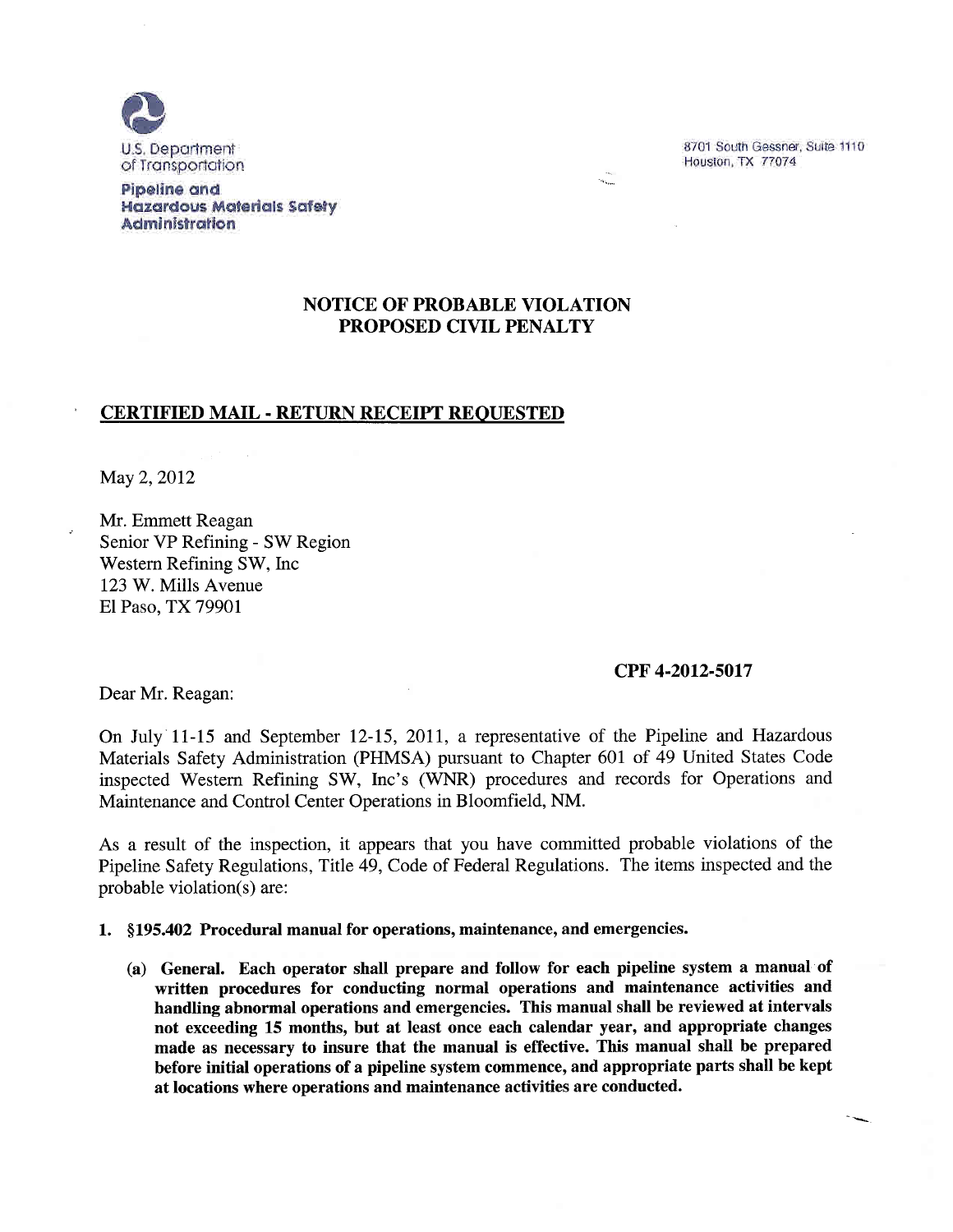U.S. Department of Transportation

**Pipeline and Hazardous Materials Safety Administration**

8701 South Gessner, Suite 1110
Houston, TX 77074

## NOTICE OF PROBABLE VIOLATION
## PROPOSED CIVIL PENALTY

**CERTIFIED MAIL - RETURN RECEIPT REQUESTED**

May 2, 2012

Mr. Emmett Reagan
Senior VP Refining - SW Region
Western Refining SW, Inc
123 W. Mills Avenue
El Paso, TX 79901

**CPF 4-2012-5017**

Dear Mr. Reagan:

On July 11-15 and September 12-15, 2011, a representative of the Pipeline and Hazardous Materials Safety Administration (PHMSA) pursuant to Chapter 601 of 49 United States Code inspected Western Refining SW, Inc's (WNR) procedures and records for Operations and Maintenance and Control Center Operations in Bloomfield, NM.

As a result of the inspection, it appears that you have committed probable violations of the Pipeline Safety Regulations, Title 49, Code of Federal Regulations. The items inspected and the probable violation(s) are:

1. **§195.402 Procedural manual for operations, maintenance, and emergencies.**

   **(a) General. Each operator shall prepare and follow for each pipeline system a manual of written procedures for conducting normal operations and maintenance activities and handling abnormal operations and emergencies. This manual shall be reviewed at intervals not exceeding 15 months, but at least once each calendar year, and appropriate changes made as necessary to insure that the manual is effective. This manual shall be prepared before initial operations of a pipeline system commence, and appropriate parts shall be kept at locations where operations and maintenance activities are conducted.**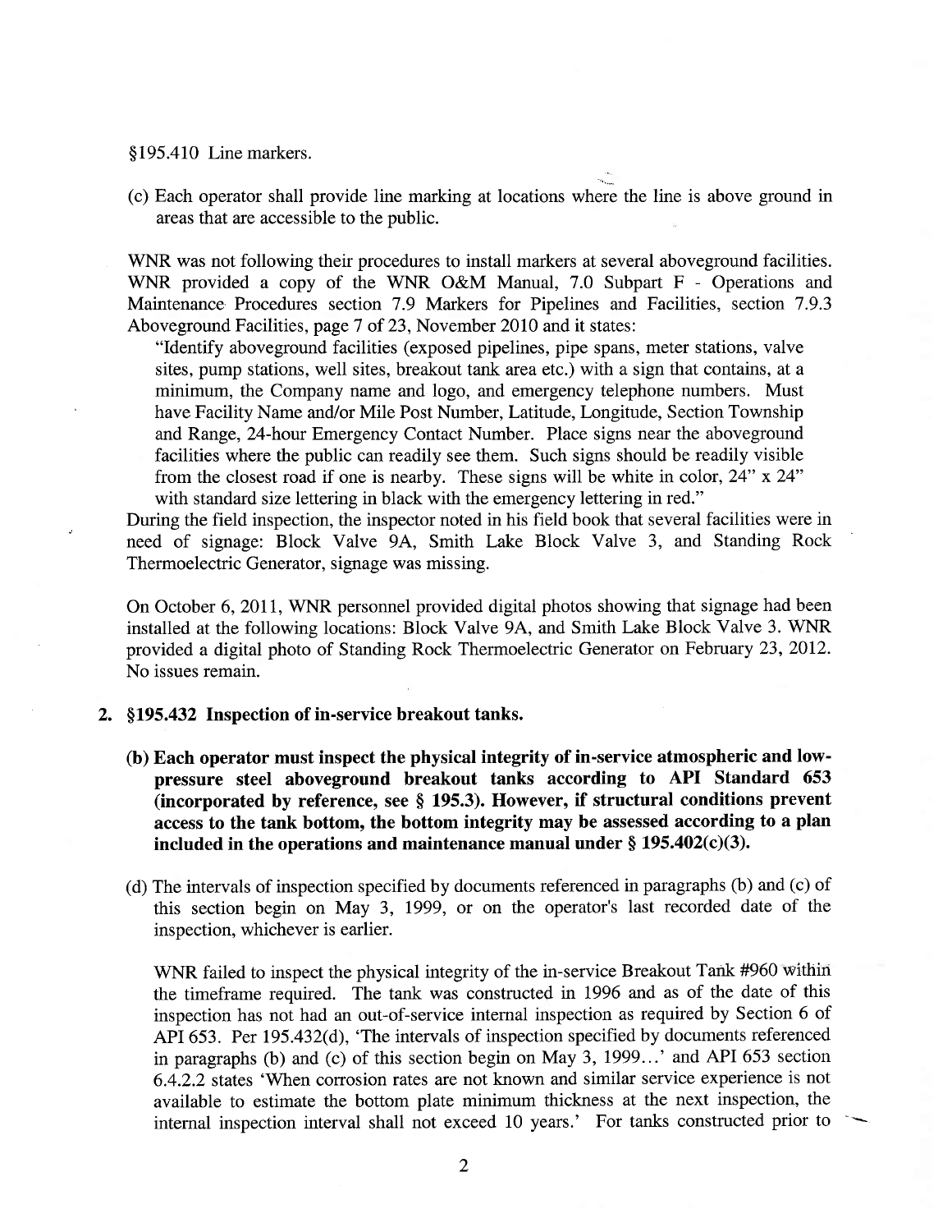§195.410 Line markers.

(c) Each operator shall provide line marking at locations where the line is above ground in areas that are accessible to the public.

WNR was not following their procedures to install markers at several aboveground facilities. WNR provided a copy of the WNR O&M Manual, 7.0 Subpart F - Operations and Maintenance Procedures section 7.9 Markers for Pipelines and Facilities, section 7.9.3 Aboveground Facilities, page 7 of 23, November 2010 and it states:

"Identify aboveground facilities (exposed pipelines, pipe spans, meter stations, valve sites, pump stations, well sites, breakout tank area etc.) with a sign that contains, at a minimum, the Company name and logo, and emergency telephone numbers. Must have Facility Name and/or Mile Post Number, Latitude, Longitude, Section Township and Range, 24-hour Emergency Contact Number. Place signs near the aboveground facilities where the public can readily see them. Such signs should be readily visible from the closest road if one is nearby. These signs will be white in color, 24" x 24" with standard size lettering in black with the emergency lettering in red."

During the field inspection, the inspector noted in his field book that several facilities were in need of signage: Block Valve 9A, Smith Lake Block Valve 3, and Standing Rock Thermoelectric Generator, signage was missing.

On October 6, 2011, WNR personnel provided digital photos showing that signage had been installed at the following locations: Block Valve 9A, and Smith Lake Block Valve 3. WNR provided a digital photo of Standing Rock Thermoelectric Generator on February 23, 2012. No issues remain.

2. **§195.432 Inspection of in-service breakout tanks.**

   **(b) Each operator must inspect the physical integrity of in-service atmospheric and low-pressure steel aboveground breakout tanks according to API Standard 653 (incorporated by reference, see § 195.3). However, if structural conditions prevent access to the tank bottom, the bottom integrity may be assessed according to a plan included in the operations and maintenance manual under § 195.402(c)(3).**

   (d) The intervals of inspection specified by documents referenced in paragraphs (b) and (c) of this section begin on May 3, 1999, or on the operator's last recorded date of the inspection, whichever is earlier.

   WNR failed to inspect the physical integrity of the in-service Breakout Tank #960 within the timeframe required. The tank was constructed in 1996 and as of the date of this inspection has not had an out-of-service internal inspection as required by Section 6 of API 653. Per 195.432(d), 'The intervals of inspection specified by documents referenced in paragraphs (b) and (c) of this section begin on May 3, 1999…' and API 653 section 6.4.2.2 states 'When corrosion rates are not known and similar service experience is not available to estimate the bottom plate minimum thickness at the next inspection, the internal inspection interval shall not exceed 10 years.' For tanks constructed prior to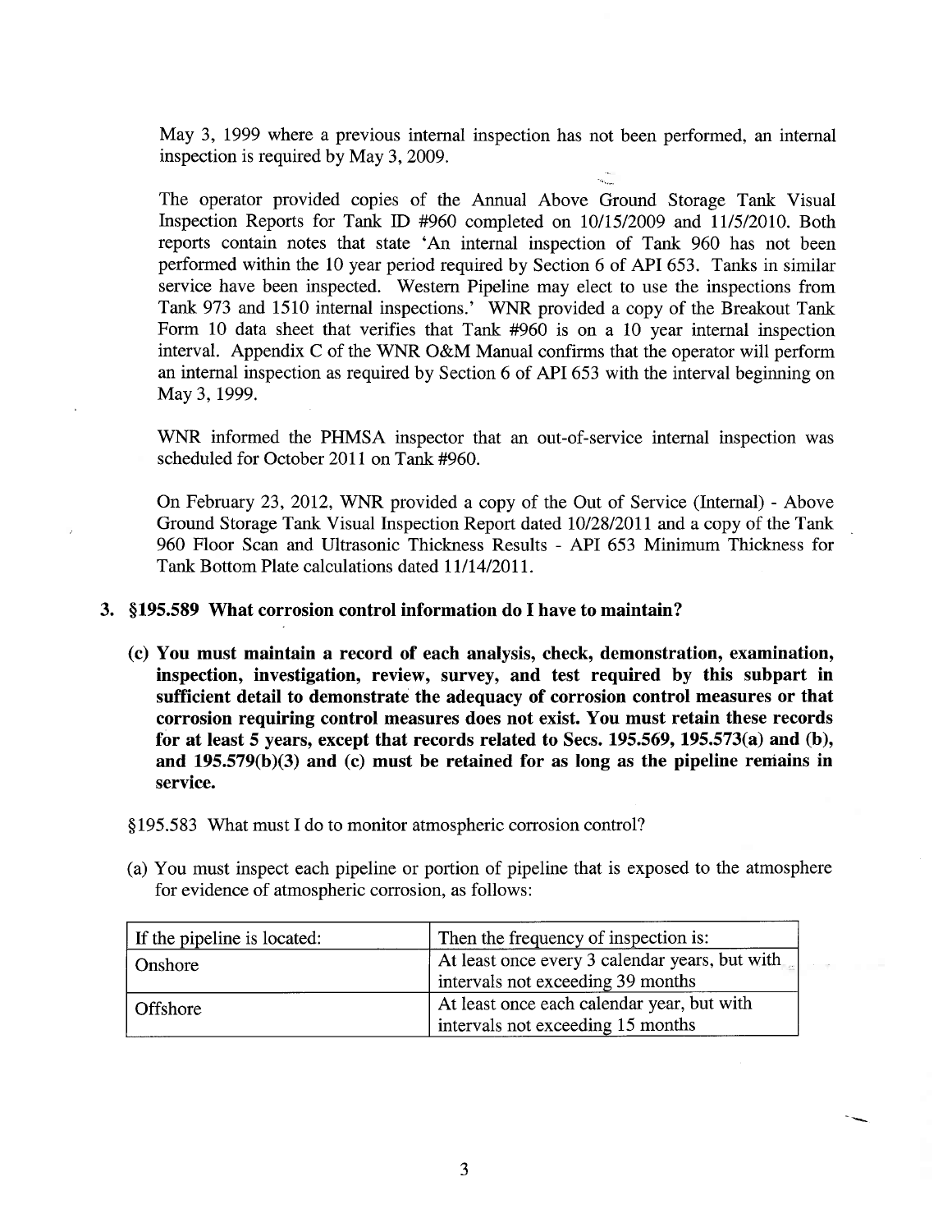May 3, 1999 where a previous internal inspection has not been performed, an internal inspection is required by May 3, 2009.

The operator provided copies of the Annual Above Ground Storage Tank Visual Inspection Reports for Tank ID #960 completed on 10/15/2009 and 11/5/2010. Both reports contain notes that state 'An internal inspection of Tank 960 has not been performed within the 10 year period required by Section 6 of API 653. Tanks in similar service have been inspected. Western Pipeline may elect to use the inspections from Tank 973 and 1510 internal inspections.' WNR provided a copy of the Breakout Tank Form 10 data sheet that verifies that Tank #960 is on a 10 year internal inspection interval. Appendix C of the WNR O&M Manual confirms that the operator will perform an internal inspection as required by Section 6 of API 653 with the interval beginning on May 3, 1999.

WNR informed the PHMSA inspector that an out-of-service internal inspection was scheduled for October 2011 on Tank #960.

On February 23, 2012, WNR provided a copy of the Out of Service (Internal) - Above Ground Storage Tank Visual Inspection Report dated 10/28/2011 and a copy of the Tank 960 Floor Scan and Ultrasonic Thickness Results - API 653 Minimum Thickness for Tank Bottom Plate calculations dated 11/14/2011.

**3. §195.589 What corrosion control information do I have to maintain?**

**(c) You must maintain a record of each analysis, check, demonstration, examination, inspection, investigation, review, survey, and test required by this subpart in sufficient detail to demonstrate the adequacy of corrosion control measures or that corrosion requiring control measures does not exist. You must retain these records for at least 5 years, except that records related to Secs. 195.569, 195.573(a) and (b), and 195.579(b)(3) and (c) must be retained for as long as the pipeline remains in service.**

§195.583 What must I do to monitor atmospheric corrosion control?

(a) You must inspect each pipeline or portion of pipeline that is exposed to the atmosphere for evidence of atmospheric corrosion, as follows:

| If the pipeline is located: | Then the frequency of inspection is: |
|---|---|
| Onshore | At least once every 3 calendar years, but with intervals not exceeding 39 months |
| Offshore | At least once each calendar year, but with intervals not exceeding 15 months |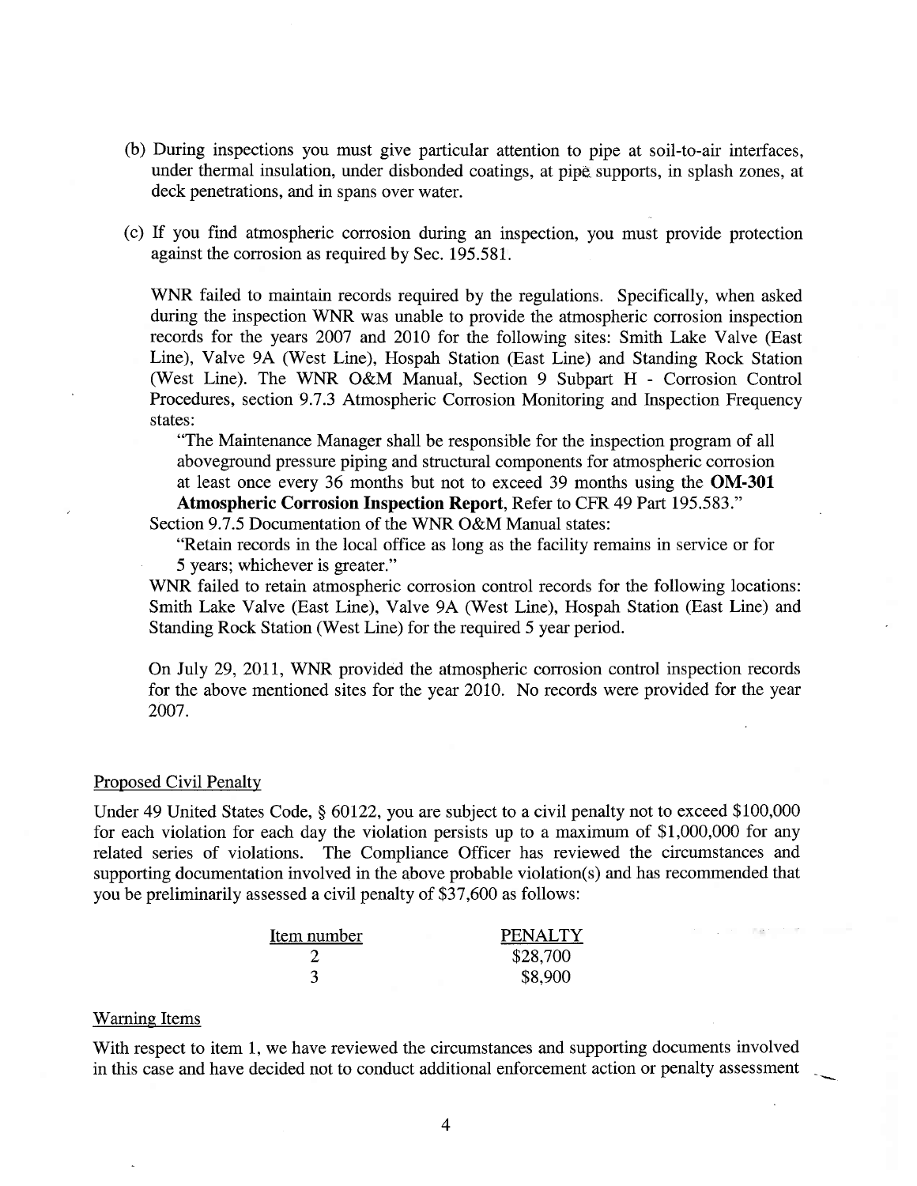(b) During inspections you must give particular attention to pipe at soil-to-air interfaces, under thermal insulation, under disbonded coatings, at pipe supports, in splash zones, at deck penetrations, and in spans over water.

(c) If you find atmospheric corrosion during an inspection, you must provide protection against the corrosion as required by Sec. 195.581.

WNR failed to maintain records required by the regulations. Specifically, when asked during the inspection WNR was unable to provide the atmospheric corrosion inspection records for the years 2007 and 2010 for the following sites: Smith Lake Valve (East Line), Valve 9A (West Line), Hospah Station (East Line) and Standing Rock Station (West Line). The WNR O&M Manual, Section 9 Subpart H - Corrosion Control Procedures, section 9.7.3 Atmospheric Corrosion Monitoring and Inspection Frequency states:

> "The Maintenance Manager shall be responsible for the inspection program of all aboveground pressure piping and structural components for atmospheric corrosion at least once every 36 months but not to exceed 39 months using the **OM-301 Atmospheric Corrosion Inspection Report**, Refer to CFR 49 Part 195.583."

Section 9.7.5 Documentation of the WNR O&M Manual states:

> "Retain records in the local office as long as the facility remains in service or for 5 years; whichever is greater."

WNR failed to retain atmospheric corrosion control records for the following locations: Smith Lake Valve (East Line), Valve 9A (West Line), Hospah Station (East Line) and Standing Rock Station (West Line) for the required 5 year period.

On July 29, 2011, WNR provided the atmospheric corrosion control inspection records for the above mentioned sites for the year 2010. No records were provided for the year 2007.

## Proposed Civil Penalty

Under 49 United States Code, § 60122, you are subject to a civil penalty not to exceed $100,000 for each violation for each day the violation persists up to a maximum of $1,000,000 for any related series of violations. The Compliance Officer has reviewed the circumstances and supporting documentation involved in the above probable violation(s) and has recommended that you be preliminarily assessed a civil penalty of $37,600 as follows:

| Item number | PENALTY |
|---|---|
| 2 | $28,700 |
| 3 | $8,900 |

## Warning Items

With respect to item 1, we have reviewed the circumstances and supporting documents involved in this case and have decided not to conduct additional enforcement action or penalty assessment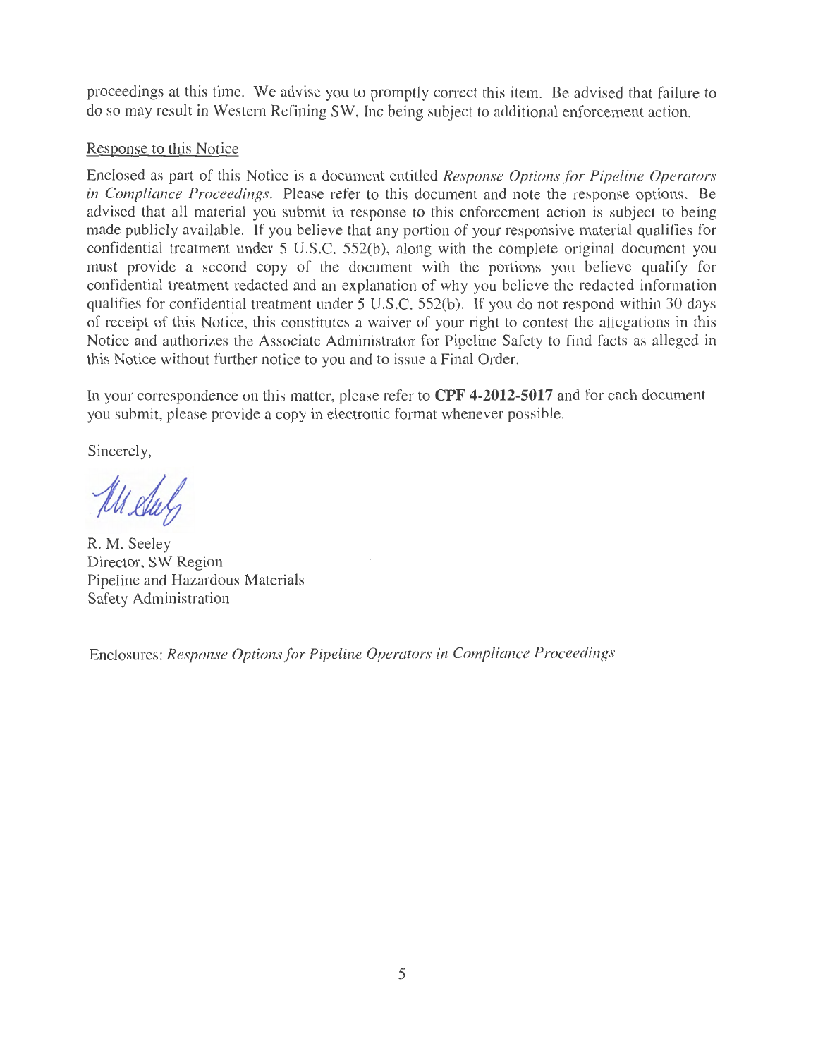proceedings at this time. We advise you to promptly correct this item. Be advised that failure to do so may result in Western Refining SW, Inc being subject to additional enforcement action.

Response to this Notice

Enclosed as part of this Notice is a document entitled *Response Options for Pipeline Operators in Compliance Proceedings*. Please refer to this document and note the response options. Be advised that all material you submit in response to this enforcement action is subject to being made publicly available. If you believe that any portion of your responsive material qualifies for confidential treatment under 5 U.S.C. 552(b), along with the complete original document you must provide a second copy of the document with the portions you believe qualify for confidential treatment redacted and an explanation of why you believe the redacted information qualifies for confidential treatment under 5 U.S.C. 552(b). If you do not respond within 30 days of receipt of this Notice, this constitutes a waiver of your right to contest the allegations in this Notice and authorizes the Associate Administrator for Pipeline Safety to find facts as alleged in this Notice without further notice to you and to issue a Final Order.

In your correspondence on this matter, please refer to **CPF 4-2012-5017** and for each document you submit, please provide a copy in electronic format whenever possible.

Sincerely,

R. M. Seeley
Director, SW Region
Pipeline and Hazardous Materials
Safety Administration

Enclosures: *Response Options for Pipeline Operators in Compliance Proceedings*